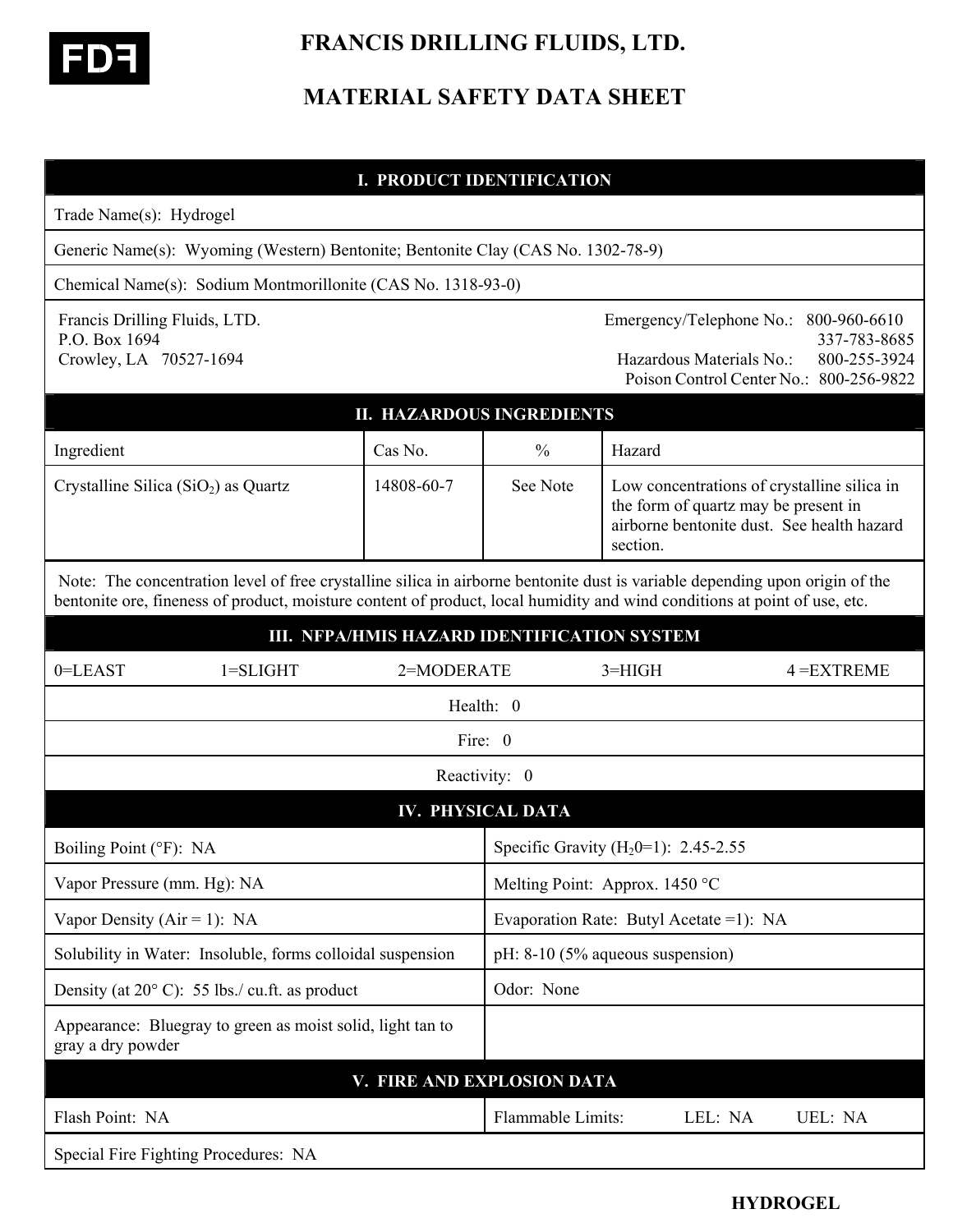FDF

# FRANCIS DRILLING FLUIDS, LTD.

# MATERIAL SAFETY DATA SHEET

## I. PRODUCT IDENTIFICATION

Trade Name(s): Hydrogel

Generic Name(s): Wyoming (Western) Bentonite; Bentonite Clay (CAS No. 1302-78-9)

Chemical Name(s): Sodium Montmorillonite (CAS No. 1318-93-0)

Francis Drilling Fluids, LTD.
P.O. Box 1694
Crowley, LA 70527-1694

Emergency/Telephone No.: 800-960-6610
337-783-8685
Hazardous Materials No.: 800-255-3924
Poison Control Center No.: 800-256-9822

## II. HAZARDOUS INGREDIENTS

| Ingredient | Cas No. | % | Hazard |
|---|---|---|---|
| Crystalline Silica ($SiO_2$) as Quartz | 14808-60-7 | See Note | Low concentrations of crystalline silica in the form of quartz may be present in airborne bentonite dust. See health hazard section. |

Note: The concentration level of free crystalline silica in airborne bentonite dust is variable depending upon origin of the bentonite ore, fineness of product, moisture content of product, local humidity and wind conditions at point of use, etc.

## III. NFPA/HMIS HAZARD IDENTIFICATION SYSTEM

0=LEAST 1=SLIGHT 2=MODERATE 3=HIGH 4 =EXTREME

Health: 0

Fire: 0

Reactivity: 0

## IV. PHYSICAL DATA

| | |
|---|---|
| Boiling Point (°F): NA | Specific Gravity ($H_2O$=1): 2.45-2.55 |
| Vapor Pressure (mm. Hg): NA | Melting Point: Approx. 1450 °C |
| Vapor Density (Air = 1): NA | Evaporation Rate: Butyl Acetate =1): NA |
| Solubility in Water: Insoluble, forms colloidal suspension | pH: 8-10 (5% aqueous suspension) |
| Density (at 20° C): 55 lbs./ cu.ft. as product | Odor: None |
| Appearance: Bluegray to green as moist solid, light tan to gray a dry powder | |

## V. FIRE AND EXPLOSION DATA

| | |
|---|---|
| Flash Point: NA | Flammable Limits: LEL: NA UEL: NA |

Special Fire Fighting Procedures: NA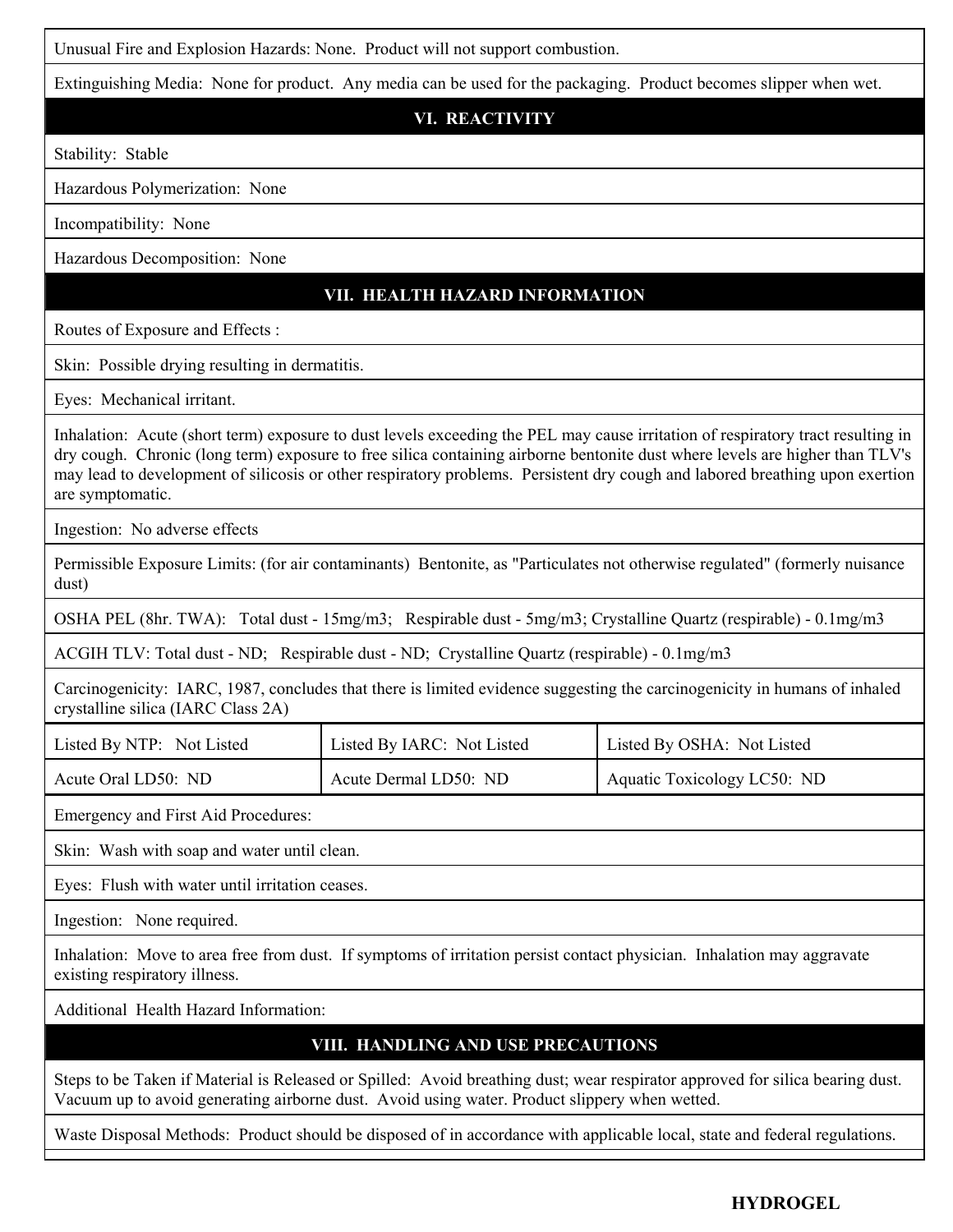Unusual Fire and Explosion Hazards: None. Product will not support combustion.

Extinguishing Media: None for product. Any media can be used for the packaging. Product becomes slipper when wet.

## VI. REACTIVITY

Stability: Stable

Hazardous Polymerization: None

Incompatibility: None

Hazardous Decomposition: None

## VII. HEALTH HAZARD INFORMATION

Routes of Exposure and Effects :

Skin: Possible drying resulting in dermatitis.

Eyes: Mechanical irritant.

Inhalation: Acute (short term) exposure to dust levels exceeding the PEL may cause irritation of respiratory tract resulting in dry cough. Chronic (long term) exposure to free silica containing airborne bentonite dust where levels are higher than TLV's may lead to development of silicosis or other respiratory problems. Persistent dry cough and labored breathing upon exertion are symptomatic.

Ingestion: No adverse effects

Permissible Exposure Limits: (for air contaminants) Bentonite, as "Particulates not otherwise regulated" (formerly nuisance dust)

OSHA PEL (8hr. TWA): Total dust - 15mg/m3; Respirable dust - 5mg/m3; Crystalline Quartz (respirable) - 0.1mg/m3

ACGIH TLV: Total dust - ND; Respirable dust - ND; Crystalline Quartz (respirable) - 0.1mg/m3

Carcinogenicity: IARC, 1987, concludes that there is limited evidence suggesting the carcinogenicity in humans of inhaled crystalline silica (IARC Class 2A)

| Listed By NTP: Not Listed | Listed By IARC: Not Listed | Listed By OSHA: Not Listed |
|---|---|---|
| Acute Oral LD50: ND | Acute Dermal LD50: ND | Aquatic Toxicology LC50: ND |

Emergency and First Aid Procedures:

Skin: Wash with soap and water until clean.

Eyes: Flush with water until irritation ceases.

Ingestion: None required.

Inhalation: Move to area free from dust. If symptoms of irritation persist contact physician. Inhalation may aggravate existing respiratory illness.

Additional Health Hazard Information:

## VIII. HANDLING AND USE PRECAUTIONS

Steps to be Taken if Material is Released or Spilled: Avoid breathing dust; wear respirator approved for silica bearing dust. Vacuum up to avoid generating airborne dust. Avoid using water. Product slippery when wetted.

Waste Disposal Methods: Product should be disposed of in accordance with applicable local, state and federal regulations.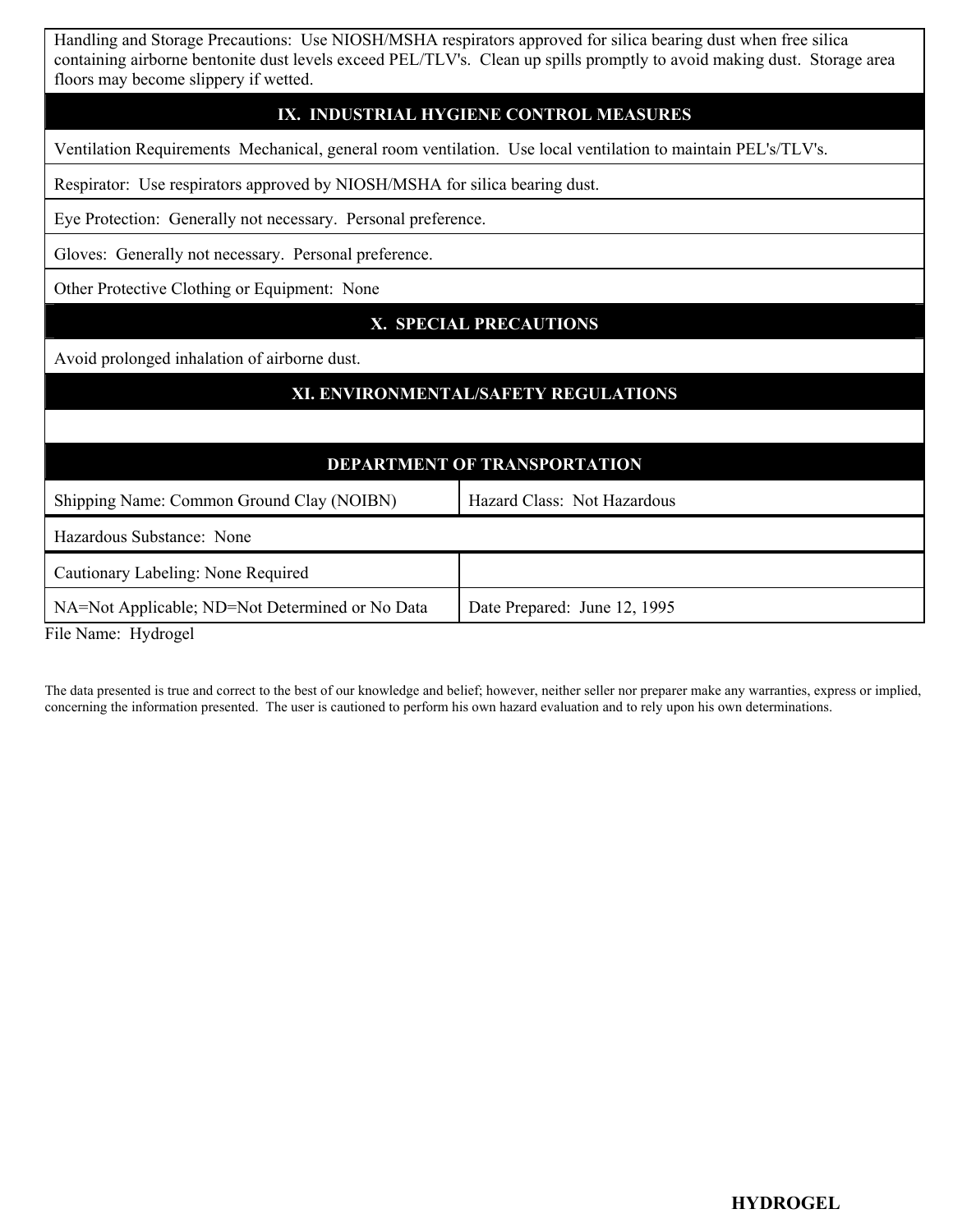Handling and Storage Precautions: Use NIOSH/MSHA respirators approved for silica bearing dust when free silica containing airborne bentonite dust levels exceed PEL/TLV's. Clean up spills promptly to avoid making dust. Storage area floors may become slippery if wetted.

## IX. INDUSTRIAL HYGIENE CONTROL MEASURES

Ventilation Requirements Mechanical, general room ventilation. Use local ventilation to maintain PEL's/TLV's.

Respirator: Use respirators approved by NIOSH/MSHA for silica bearing dust.

Eye Protection: Generally not necessary. Personal preference.

Gloves: Generally not necessary. Personal preference.

Other Protective Clothing or Equipment: None

## X. SPECIAL PRECAUTIONS

Avoid prolonged inhalation of airborne dust.

## XI. ENVIRONMENTAL/SAFETY REGULATIONS

## DEPARTMENT OF TRANSPORTATION

| | |
|---|---|
| Shipping Name: Common Ground Clay (NOIBN) | Hazard Class: Not Hazardous |
| Hazardous Substance: None | |
| Cautionary Labeling: None Required | |
| NA=Not Applicable; ND=Not Determined or No Data | Date Prepared: June 12, 1995 |

File Name: Hydrogel

The data presented is true and correct to the best of our knowledge and belief; however, neither seller nor preparer make any warranties, express or implied, concerning the information presented. The user is cautioned to perform his own hazard evaluation and to rely upon his own determinations.